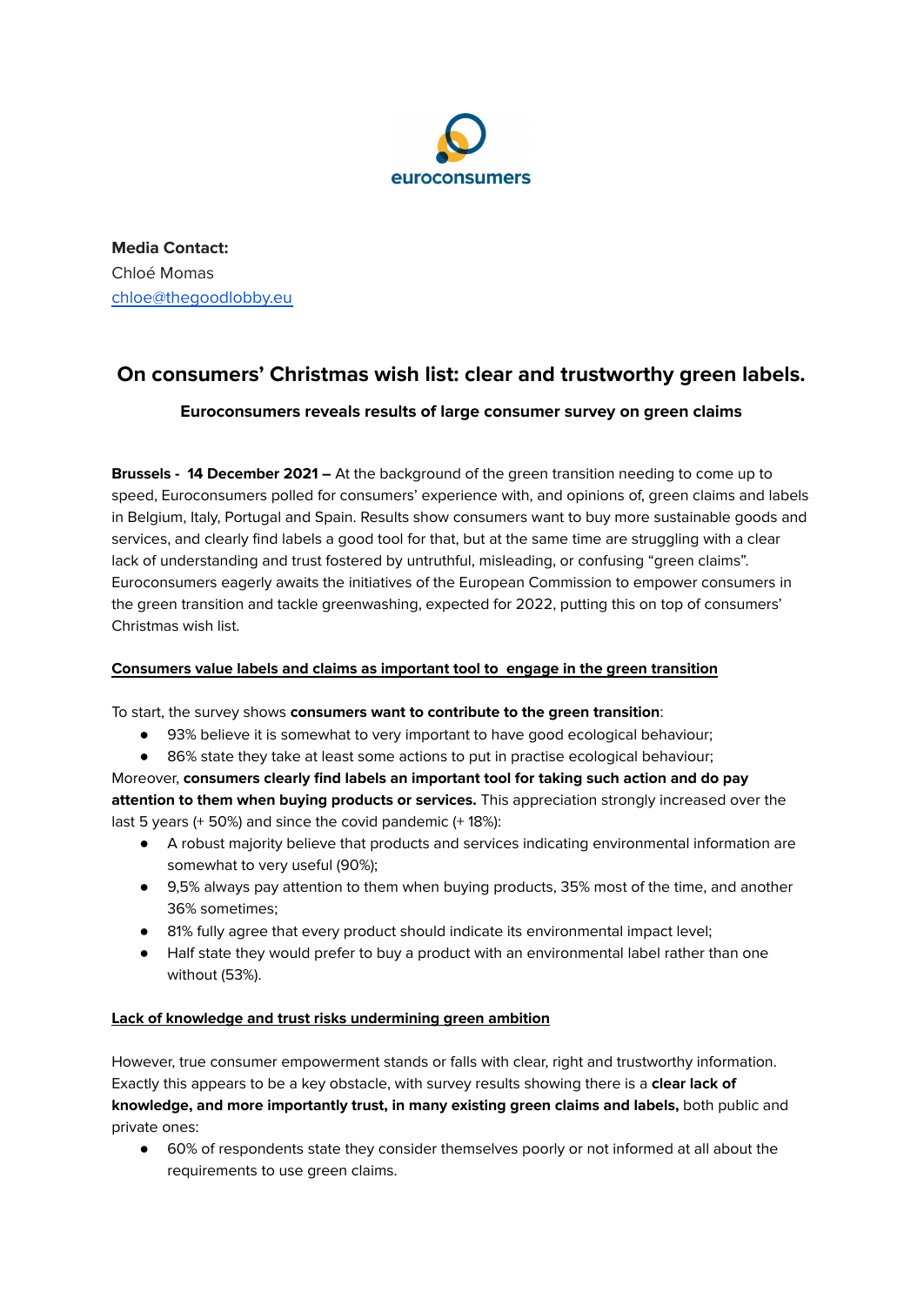euroconsumers

**Media Contact:**
Chloé Momas
[chloe@thegoodlobby.eu](mailto:chloe@thegoodlobby.eu)

# On consumers' Christmas wish list: clear and trustworthy green labels.

### Euroconsumers reveals results of large consumer survey on green claims

**Brussels - 14 December 2021 –** At the background of the green transition needing to come up to speed, Euroconsumers polled for consumers' experience with, and opinions of, green claims and labels in Belgium, Italy, Portugal and Spain. Results show consumers want to buy more sustainable goods and services, and clearly find labels a good tool for that, but at the same time are struggling with a clear lack of understanding and trust fostered by untruthful, misleading, or confusing "green claims". Euroconsumers eagerly awaits the initiatives of the European Commission to empower consumers in the green transition and tackle greenwashing, expected for 2022, putting this on top of consumers' Christmas wish list.

**Consumers value labels and claims as important tool to engage in the green transition**

To start, the survey shows **consumers want to contribute to the green transition**:

- 93% believe it is somewhat to very important to have good ecological behaviour;
- 86% state they take at least some actions to put in practise ecological behaviour;

Moreover, **consumers clearly find labels an important tool for taking such action and do pay attention to them when buying products or services.** This appreciation strongly increased over the last 5 years (+ 50%) and since the covid pandemic (+ 18%):

- A robust majority believe that products and services indicating environmental information are somewhat to very useful (90%);
- 9,5% always pay attention to them when buying products, 35% most of the time, and another 36% sometimes;
- 81% fully agree that every product should indicate its environmental impact level;
- Half state they would prefer to buy a product with an environmental label rather than one without (53%).

**Lack of knowledge and trust risks undermining green ambition**

However, true consumer empowerment stands or falls with clear, right and trustworthy information. Exactly this appears to be a key obstacle, with survey results showing there is a **clear lack of knowledge, and more importantly trust, in many existing green claims and labels,** both public and private ones:

- 60% of respondents state they consider themselves poorly or not informed at all about the requirements to use green claims.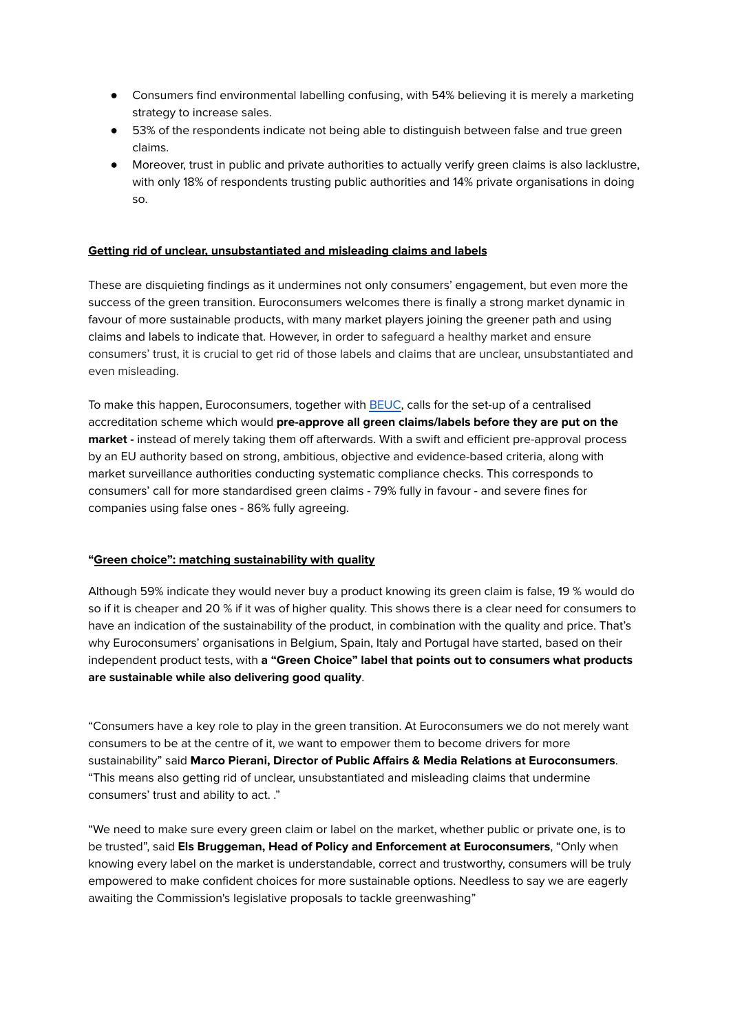- Consumers find environmental labelling confusing, with 54% believing it is merely a marketing strategy to increase sales.
- 53% of the respondents indicate not being able to distinguish between false and true green claims.
- Moreover, trust in public and private authorities to actually verify green claims is also lacklustre, with only 18% of respondents trusting public authorities and 14% private organisations in doing so.

## Getting rid of unclear, unsubstantiated and misleading claims and labels

These are disquieting findings as it undermines not only consumers' engagement, but even more the success of the green transition. Euroconsumers welcomes there is finally a strong market dynamic in favour of more sustainable products, with many market players joining the greener path and using claims and labels to indicate that. However, in order to safeguard a healthy market and ensure consumers' trust, it is crucial to get rid of those labels and claims that are unclear, unsubstantiated and even misleading.

To make this happen, Euroconsumers, together with BEUC, calls for the set-up of a centralised accreditation scheme which would **pre-approve all green claims/labels before they are put on the market -** instead of merely taking them off afterwards. With a swift and efficient pre-approval process by an EU authority based on strong, ambitious, objective and evidence-based criteria, along with market surveillance authorities conducting systematic compliance checks. This corresponds to consumers' call for more standardised green claims - 79% fully in favour - and severe fines for companies using false ones - 86% fully agreeing.

## "Green choice": matching sustainability with quality

Although 59% indicate they would never buy a product knowing its green claim is false, 19 % would do so if it is cheaper and 20 % if it was of higher quality. This shows there is a clear need for consumers to have an indication of the sustainability of the product, in combination with the quality and price. That's why Euroconsumers' organisations in Belgium, Spain, Italy and Portugal have started, based on their independent product tests, with **a "Green Choice" label that points out to consumers what products are sustainable while also delivering good quality**.

"Consumers have a key role to play in the green transition. At Euroconsumers we do not merely want consumers to be at the centre of it, we want to empower them to become drivers for more sustainability" said **Marco Pierani, Director of Public Affairs & Media Relations at Euroconsumers**. "This means also getting rid of unclear, unsubstantiated and misleading claims that undermine consumers' trust and ability to act. ."

"We need to make sure every green claim or label on the market, whether public or private one, is to be trusted", said **Els Bruggeman, Head of Policy and Enforcement at Euroconsumers**, "Only when knowing every label on the market is understandable, correct and trustworthy, consumers will be truly empowered to make confident choices for more sustainable options. Needless to say we are eagerly awaiting the Commission's legislative proposals to tackle greenwashing"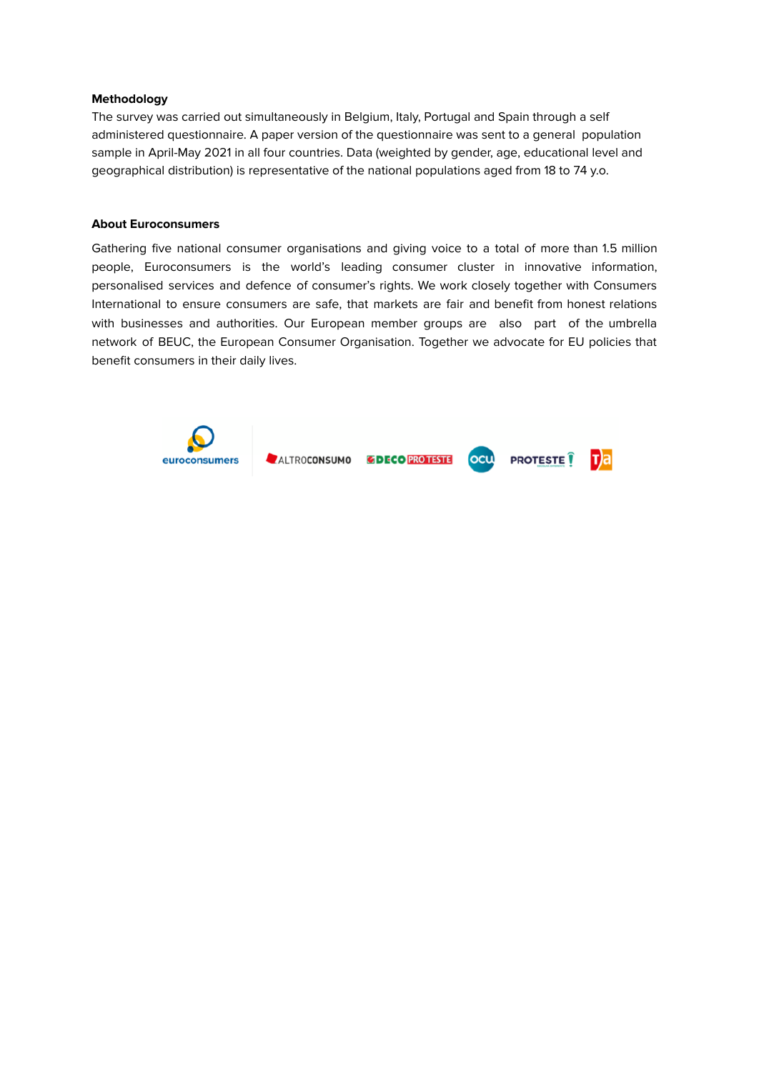**Methodology**

The survey was carried out simultaneously in Belgium, Italy, Portugal and Spain through a self administered questionnaire. A paper version of the questionnaire was sent to a general population sample in April-May 2021 in all four countries. Data (weighted by gender, age, educational level and geographical distribution) is representative of the national populations aged from 18 to 74 y.o.

**About Euroconsumers**

Gathering five national consumer organisations and giving voice to a total of more than 1.5 million people, Euroconsumers is the world's leading consumer cluster in innovative information, personalised services and defence of consumer's rights. We work closely together with Consumers International to ensure consumers are safe, that markets are fair and benefit from honest relations with businesses and authorities. Our European member groups are also part of the umbrella network of BEUC, the European Consumer Organisation. Together we advocate for EU policies that benefit consumers in their daily lives.